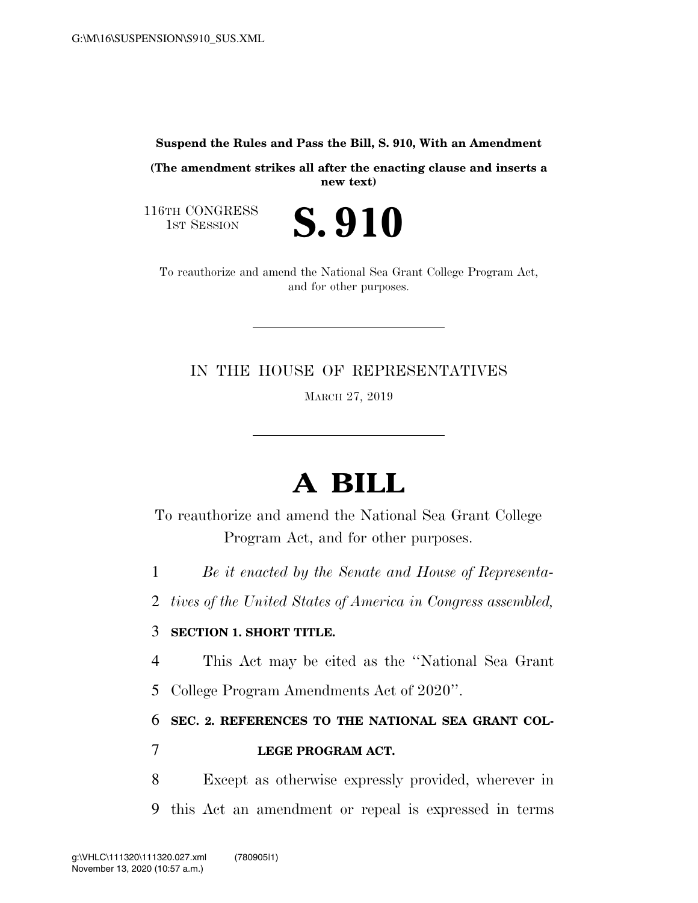**Suspend the Rules and Pass the Bill, S. 910, With an Amendment**

**(The amendment strikes all after the enacting clause and inserts a new text)**

116TH CONGRESS
1ST SESSION

# S. 910

To reauthorize and amend the National Sea Grant College Program Act, and for other purposes.

---

IN THE HOUSE OF REPRESENTATIVES

MARCH 27, 2019

---

# A BILL

To reauthorize and amend the National Sea Grant College Program Act, and for other purposes.

1 *Be it enacted by the Senate and House of Representa-*
2 *tives of the United States of America in Congress assembled,*

3 **SECTION 1. SHORT TITLE.**

4 This Act may be cited as the ''National Sea Grant
5 College Program Amendments Act of 2020''.

6 **SEC. 2. REFERENCES TO THE NATIONAL SEA GRANT COL-**
7 **LEGE PROGRAM ACT.**

8 Except as otherwise expressly provided, wherever in
9 this Act an amendment or repeal is expressed in terms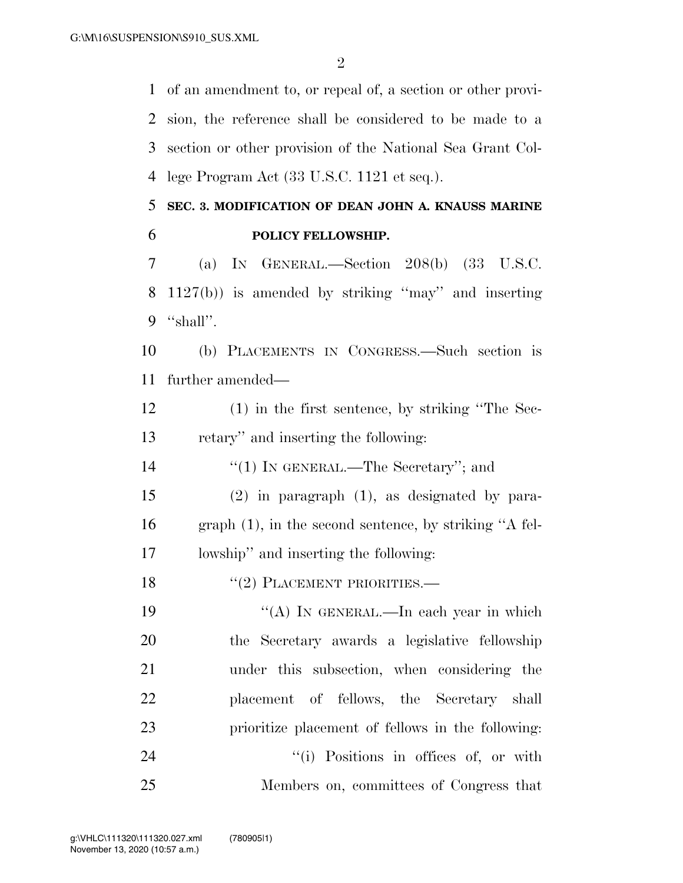of an amendment to, or repeal of, a section or other provision, the reference shall be considered to be made to a section or other provision of the National Sea Grant College Program Act (33 U.S.C. 1121 et seq.).

## SEC. 3. MODIFICATION OF DEAN JOHN A. KNAUSS MARINE POLICY FELLOWSHIP.

(a) IN GENERAL.—Section 208(b) (33 U.S.C. 1127(b)) is amended by striking "may" and inserting "shall".

(b) PLACEMENTS IN CONGRESS.—Such section is further amended—

(1) in the first sentence, by striking "The Secretary" and inserting the following:

"(1) IN GENERAL.—The Secretary"; and

(2) in paragraph (1), as designated by paragraph (1), in the second sentence, by striking "A fellowship" and inserting the following:

"(2) PLACEMENT PRIORITIES.—

"(A) IN GENERAL.—In each year in which the Secretary awards a legislative fellowship under this subsection, when considering the placement of fellows, the Secretary shall prioritize placement of fellows in the following:

"(i) Positions in offices of, or with Members on, committees of Congress that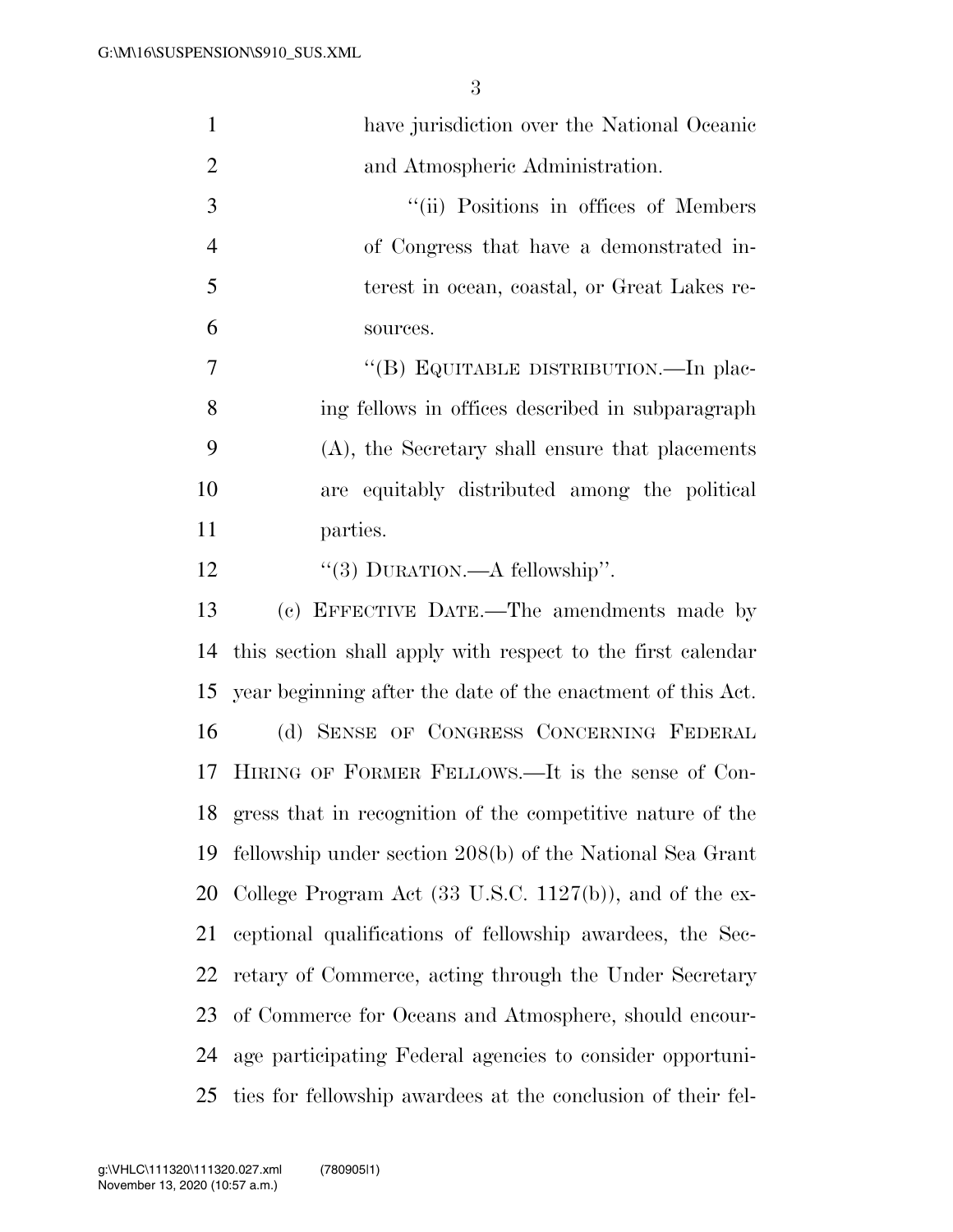have jurisdiction over the National Oceanic and Atmospheric Administration.

"(ii) Positions in offices of Members of Congress that have a demonstrated interest in ocean, coastal, or Great Lakes resources.

"(B) EQUITABLE DISTRIBUTION.—In placing fellows in offices described in subparagraph (A), the Secretary shall ensure that placements are equitably distributed among the political parties.

"(3) DURATION.—A fellowship".

(c) EFFECTIVE DATE.—The amendments made by this section shall apply with respect to the first calendar year beginning after the date of the enactment of this Act.

(d) SENSE OF CONGRESS CONCERNING FEDERAL HIRING OF FORMER FELLOWS.—It is the sense of Congress that in recognition of the competitive nature of the fellowship under section 208(b) of the National Sea Grant College Program Act (33 U.S.C. 1127(b)), and of the exceptional qualifications of fellowship awardees, the Secretary of Commerce, acting through the Under Secretary of Commerce for Oceans and Atmosphere, should encourage participating Federal agencies to consider opportunities for fellowship awardees at the conclusion of their fel-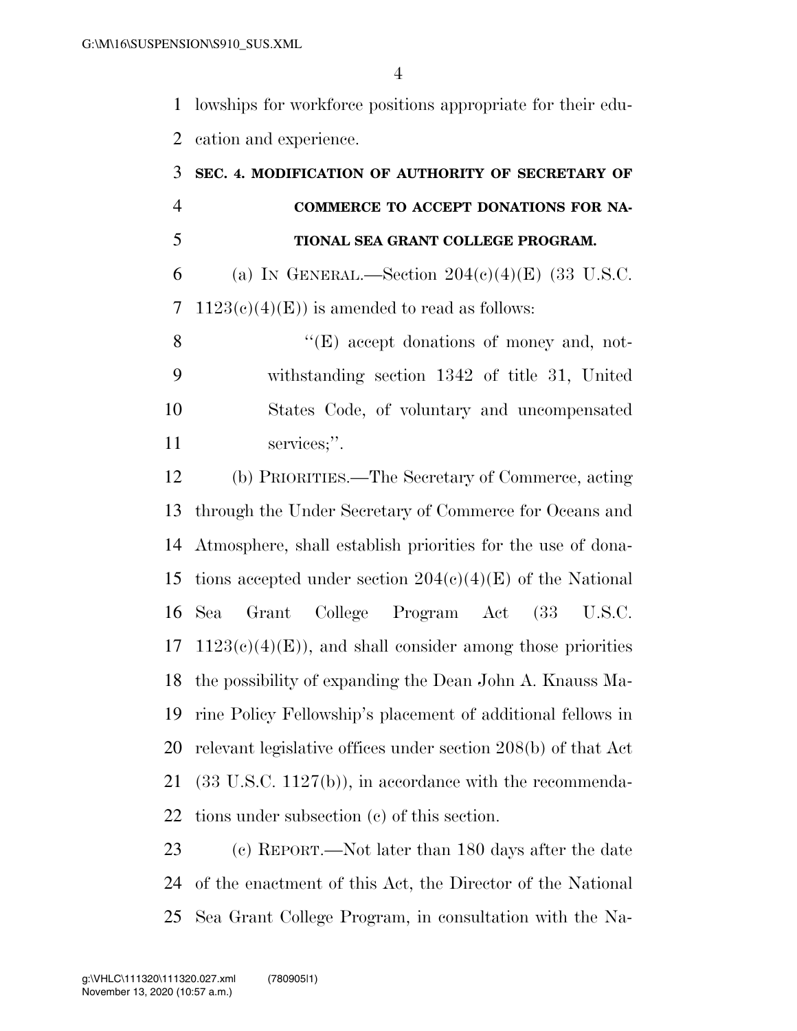lowships for workforce positions appropriate for their education and experience.

**SEC. 4. MODIFICATION OF AUTHORITY OF SECRETARY OF COMMERCE TO ACCEPT DONATIONS FOR NATIONAL SEA GRANT COLLEGE PROGRAM.**

(a) IN GENERAL.—Section 204(c)(4)(E) (33 U.S.C. 1123(c)(4)(E)) is amended to read as follows:

"(E) accept donations of money and, notwithstanding section 1342 of title 31, United States Code, of voluntary and uncompensated services;".

(b) PRIORITIES.—The Secretary of Commerce, acting through the Under Secretary of Commerce for Oceans and Atmosphere, shall establish priorities for the use of donations accepted under section 204(c)(4)(E) of the National Sea Grant College Program Act (33 U.S.C. 1123(c)(4)(E)), and shall consider among those priorities the possibility of expanding the Dean John A. Knauss Marine Policy Fellowship's placement of additional fellows in relevant legislative offices under section 208(b) of that Act (33 U.S.C. 1127(b)), in accordance with the recommendations under subsection (c) of this section.

(c) REPORT.—Not later than 180 days after the date of the enactment of this Act, the Director of the National Sea Grant College Program, in consultation with the Na-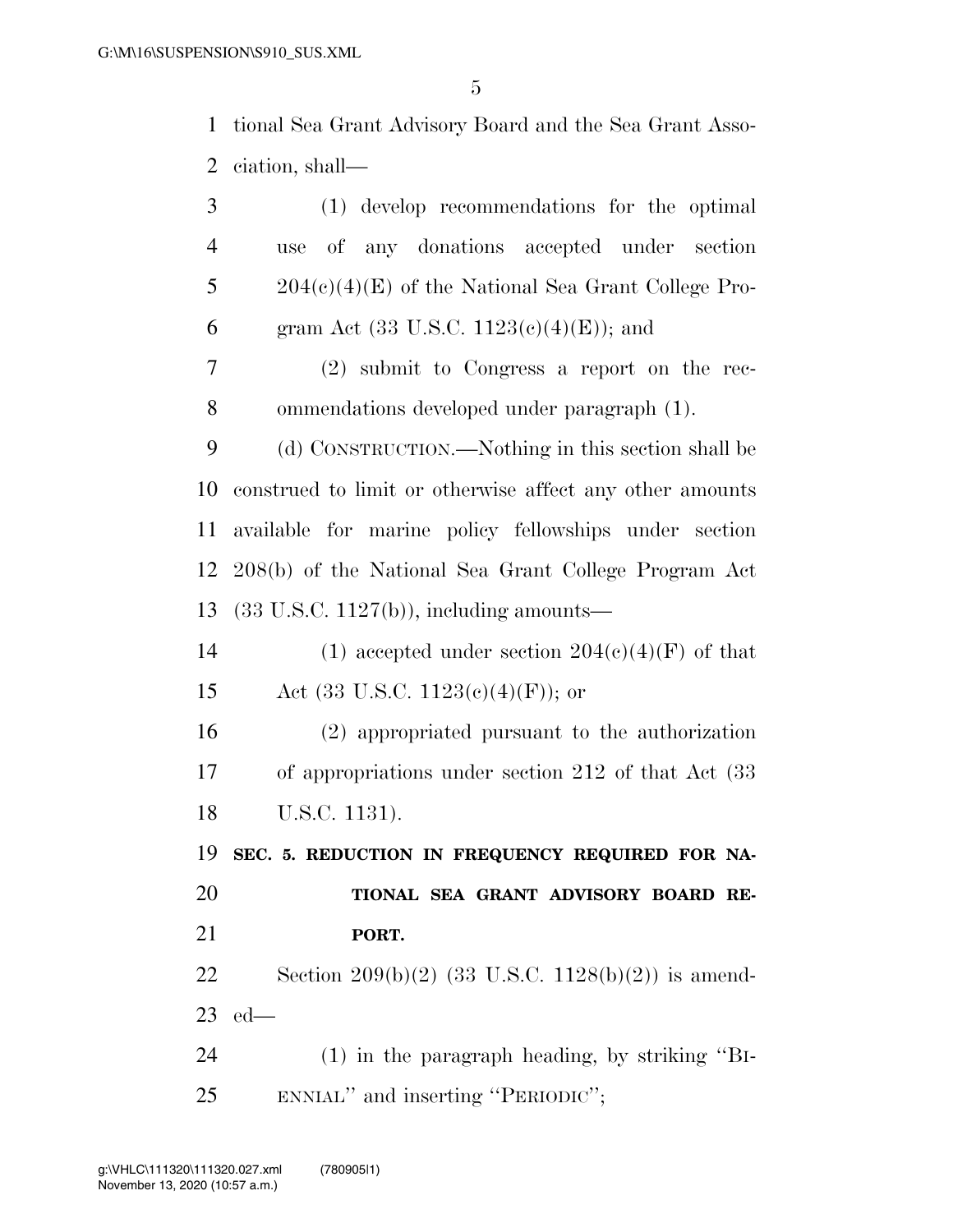tional Sea Grant Advisory Board and the Sea Grant Association, shall—

(1) develop recommendations for the optimal use of any donations accepted under section 204(c)(4)(E) of the National Sea Grant College Program Act (33 U.S.C. 1123(c)(4)(E)); and

(2) submit to Congress a report on the recommendations developed under paragraph (1).

(d) CONSTRUCTION.—Nothing in this section shall be construed to limit or otherwise affect any other amounts available for marine policy fellowships under section 208(b) of the National Sea Grant College Program Act (33 U.S.C. 1127(b)), including amounts—

(1) accepted under section 204(c)(4)(F) of that Act (33 U.S.C. 1123(c)(4)(F)); or

(2) appropriated pursuant to the authorization of appropriations under section 212 of that Act (33 U.S.C. 1131).

**SEC. 5. REDUCTION IN FREQUENCY REQUIRED FOR NATIONAL SEA GRANT ADVISORY BOARD REPORT.**

Section 209(b)(2) (33 U.S.C. 1128(b)(2)) is amended—

(1) in the paragraph heading, by striking "BIENNIAL" and inserting "PERIODIC";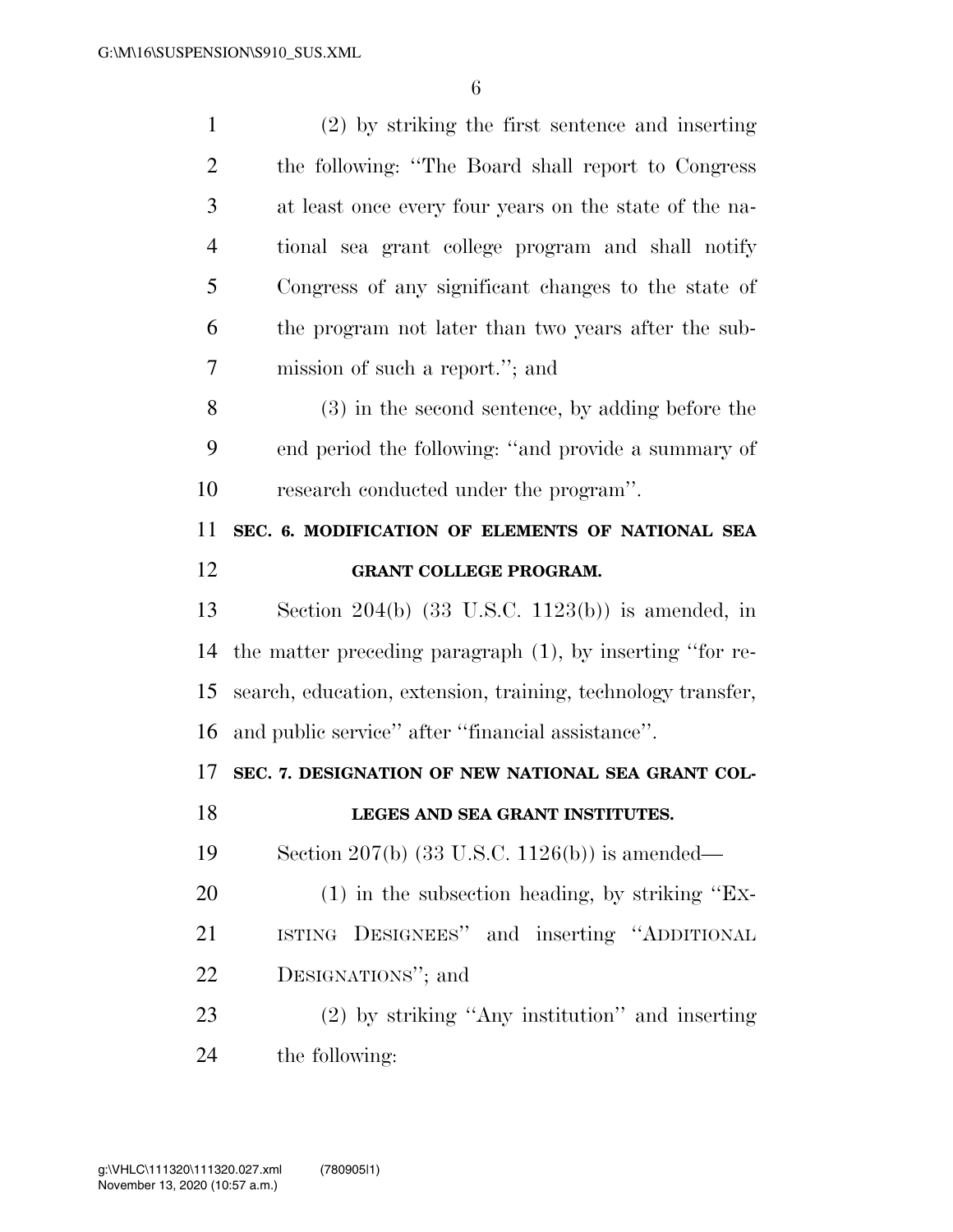(2) by striking the first sentence and inserting the following: "The Board shall report to Congress at least once every four years on the state of the national sea grant college program and shall notify Congress of any significant changes to the state of the program not later than two years after the submission of such a report."; and

(3) in the second sentence, by adding before the end period the following: "and provide a summary of research conducted under the program".

**SEC. 6. MODIFICATION OF ELEMENTS OF NATIONAL SEA GRANT COLLEGE PROGRAM.**

Section 204(b) (33 U.S.C. 1123(b)) is amended, in the matter preceding paragraph (1), by inserting "for research, education, extension, training, technology transfer, and public service" after "financial assistance".

**SEC. 7. DESIGNATION OF NEW NATIONAL SEA GRANT COLLEGES AND SEA GRANT INSTITUTES.**

Section 207(b) (33 U.S.C. 1126(b)) is amended—

(1) in the subsection heading, by striking "EXISTING DESIGNEES" and inserting "ADDITIONAL DESIGNATIONS"; and

(2) by striking "Any institution" and inserting the following: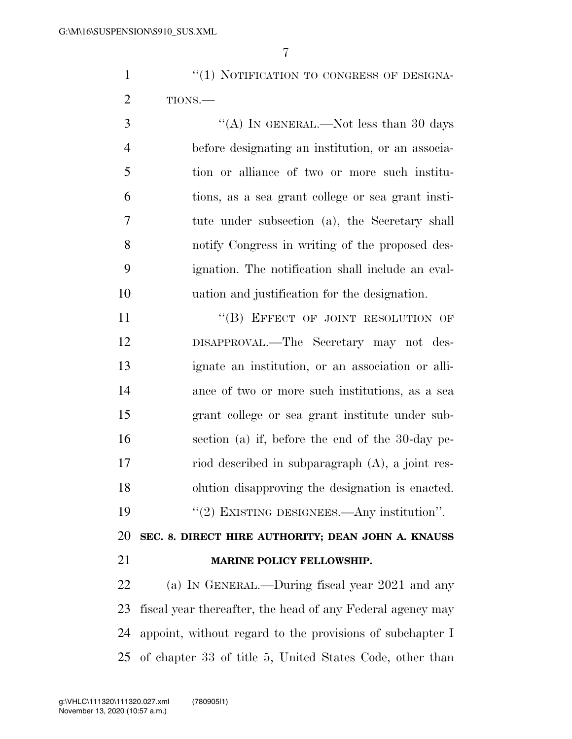"(1) NOTIFICATION TO CONGRESS OF DESIGNATIONS.—

"(A) IN GENERAL.—Not less than 30 days before designating an institution, or an association or alliance of two or more such institutions, as a sea grant college or sea grant institute under subsection (a), the Secretary shall notify Congress in writing of the proposed designation. The notification shall include an evaluation and justification for the designation.

"(B) EFFECT OF JOINT RESOLUTION OF DISAPPROVAL.—The Secretary may not designate an institution, or an association or alliance of two or more such institutions, as a sea grant college or sea grant institute under subsection (a) if, before the end of the 30-day period described in subparagraph (A), a joint resolution disapproving the designation is enacted.

"(2) EXISTING DESIGNEES.—Any institution".

**SEC. 8. DIRECT HIRE AUTHORITY; DEAN JOHN A. KNAUSS MARINE POLICY FELLOWSHIP.**

(a) IN GENERAL.—During fiscal year 2021 and any fiscal year thereafter, the head of any Federal agency may appoint, without regard to the provisions of subchapter I of chapter 33 of title 5, United States Code, other than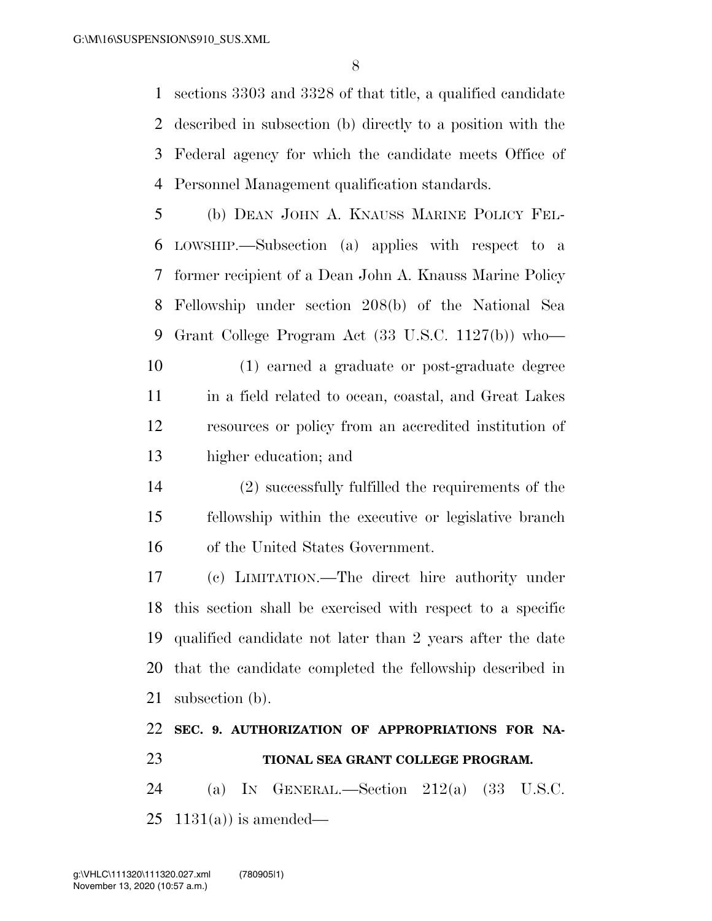sections 3303 and 3328 of that title, a qualified candidate described in subsection (b) directly to a position with the Federal agency for which the candidate meets Office of Personnel Management qualification standards.

(b) DEAN JOHN A. KNAUSS MARINE POLICY FELLOWSHIP.—Subsection (a) applies with respect to a former recipient of a Dean John A. Knauss Marine Policy Fellowship under section 208(b) of the National Sea Grant College Program Act (33 U.S.C. 1127(b)) who—

(1) earned a graduate or post-graduate degree in a field related to ocean, coastal, and Great Lakes resources or policy from an accredited institution of higher education; and

(2) successfully fulfilled the requirements of the fellowship within the executive or legislative branch of the United States Government.

(c) LIMITATION.—The direct hire authority under this section shall be exercised with respect to a specific qualified candidate not later than 2 years after the date that the candidate completed the fellowship described in subsection (b).

## SEC. 9. AUTHORIZATION OF APPROPRIATIONS FOR NATIONAL SEA GRANT COLLEGE PROGRAM.

(a) IN GENERAL.—Section 212(a) (33 U.S.C. 1131(a)) is amended—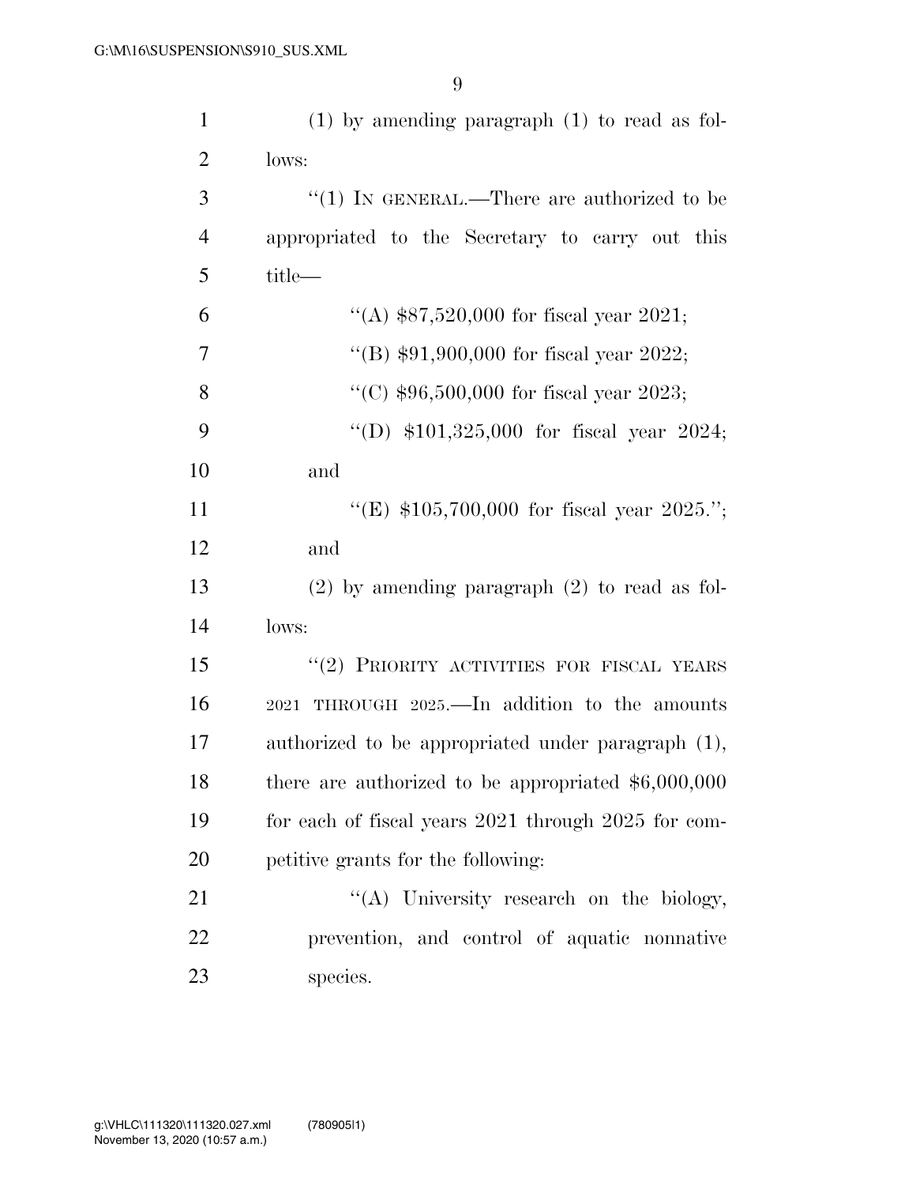(1) by amending paragraph (1) to read as follows:

"(1) IN GENERAL.—There are authorized to be appropriated to the Secretary to carry out this title—

"(A) $87,520,000 for fiscal year 2021;

"(B) $91,900,000 for fiscal year 2022;

"(C) $96,500,000 for fiscal year 2023;

"(D) $101,325,000 for fiscal year 2024; and

"(E) $105,700,000 for fiscal year 2025."; and

(2) by amending paragraph (2) to read as follows:

"(2) PRIORITY ACTIVITIES FOR FISCAL YEARS 2021 THROUGH 2025.—In addition to the amounts authorized to be appropriated under paragraph (1), there are authorized to be appropriated $6,000,000 for each of fiscal years 2021 through 2025 for competitive grants for the following:

"(A) University research on the biology, prevention, and control of aquatic nonnative species.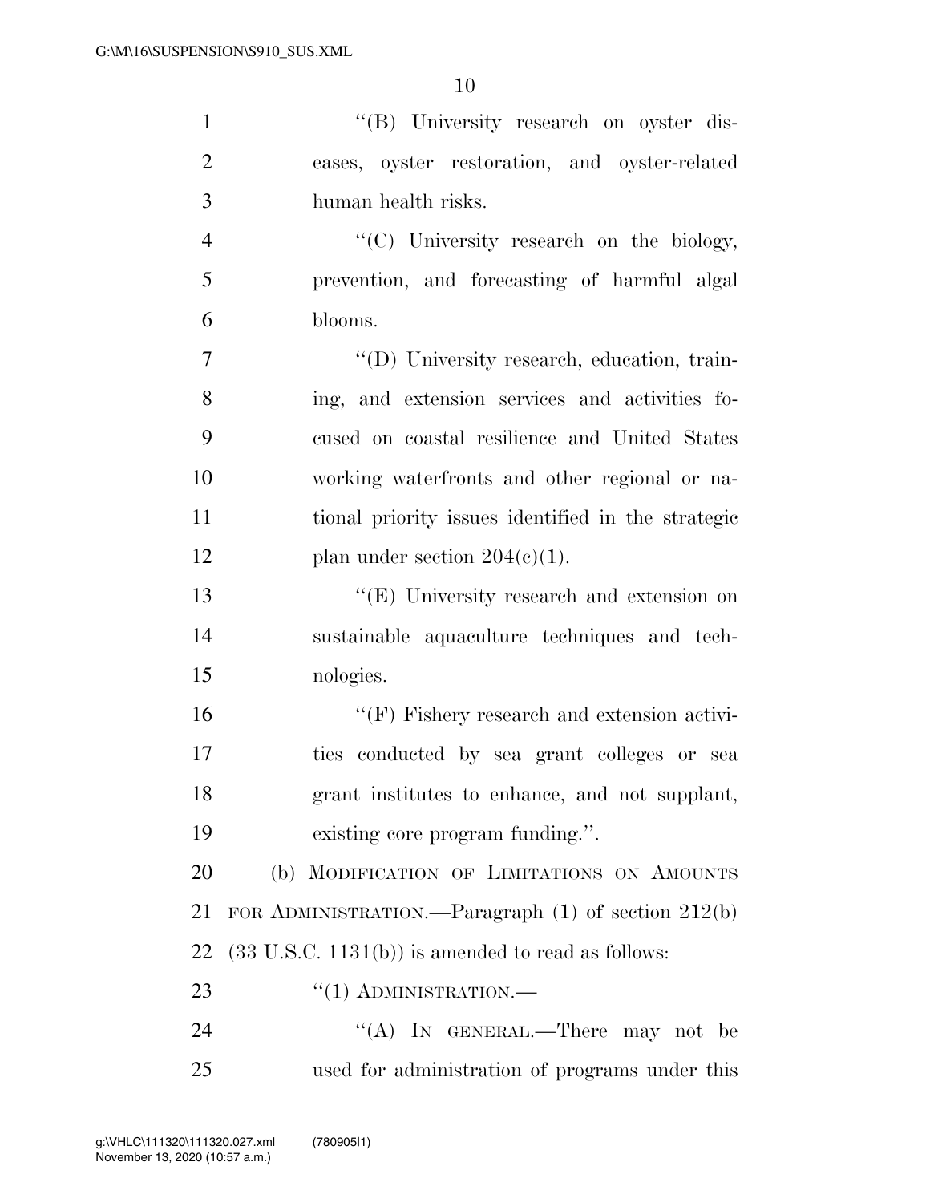''(B) University research on oyster diseases, oyster restoration, and oyster-related human health risks.

''(C) University research on the biology, prevention, and forecasting of harmful algal blooms.

''(D) University research, education, training, and extension services and activities focused on coastal resilience and United States working waterfronts and other regional or national priority issues identified in the strategic plan under section 204(c)(1).

''(E) University research and extension on sustainable aquaculture techniques and technologies.

''(F) Fishery research and extension activities conducted by sea grant colleges or sea grant institutes to enhance, and not supplant, existing core program funding.''.

(b) MODIFICATION OF LIMITATIONS ON AMOUNTS FOR ADMINISTRATION.—Paragraph (1) of section 212(b) (33 U.S.C. 1131(b)) is amended to read as follows:

''(1) ADMINISTRATION.—

''(A) IN GENERAL.—There may not be used for administration of programs under this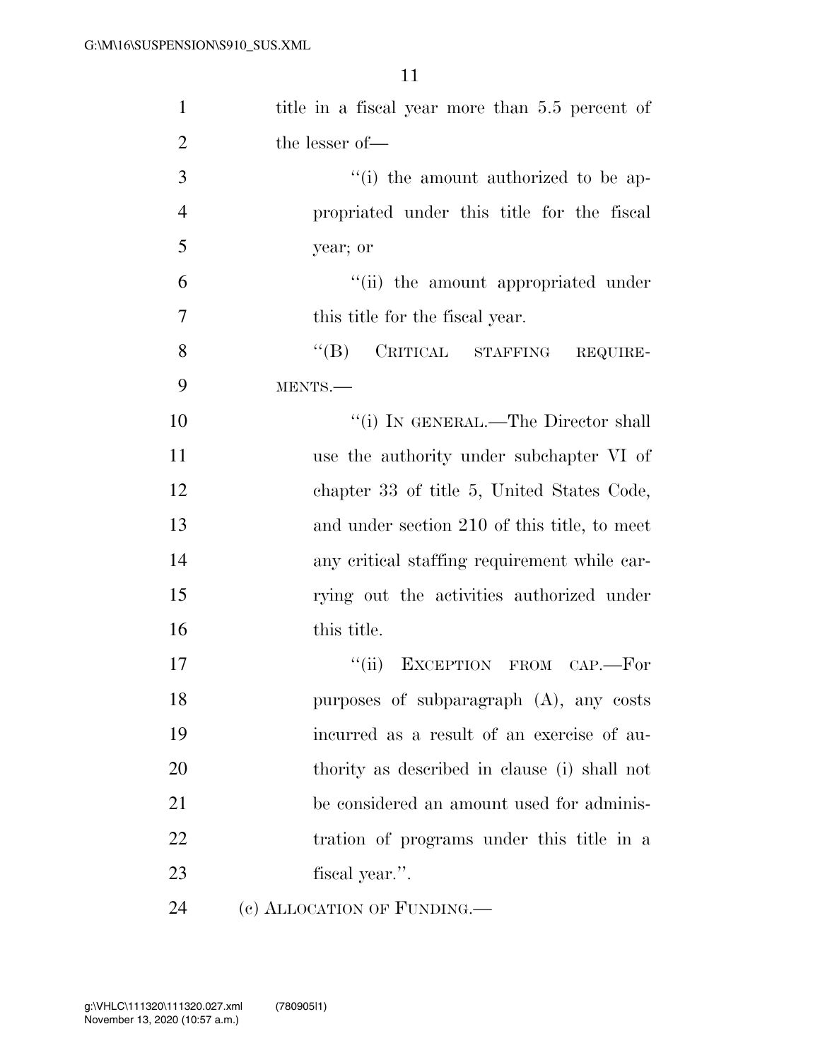title in a fiscal year more than 5.5 percent of the lesser of—

''(i) the amount authorized to be appropriated under this title for the fiscal year; or

''(ii) the amount appropriated under this title for the fiscal year.

''(B) CRITICAL STAFFING REQUIREMENTS.—

''(i) IN GENERAL.—The Director shall use the authority under subchapter VI of chapter 33 of title 5, United States Code, and under section 210 of this title, to meet any critical staffing requirement while carrying out the activities authorized under this title.

''(ii) EXCEPTION FROM CAP.—For purposes of subparagraph (A), any costs incurred as a result of an exercise of authority as described in clause (i) shall not be considered an amount used for administration of programs under this title in a fiscal year.''.

(c) ALLOCATION OF FUNDING.—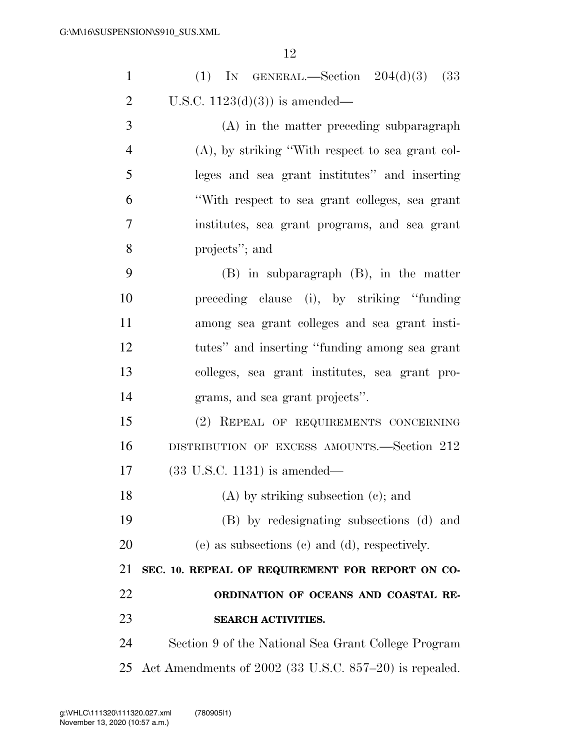(1) IN GENERAL.—Section 204(d)(3) (33 U.S.C. 1123(d)(3)) is amended—

(A) in the matter preceding subparagraph (A), by striking "With respect to sea grant colleges and sea grant institutes" and inserting "With respect to sea grant colleges, sea grant institutes, sea grant programs, and sea grant projects"; and

(B) in subparagraph (B), in the matter preceding clause (i), by striking "funding among sea grant colleges and sea grant institutes" and inserting "funding among sea grant colleges, sea grant institutes, sea grant programs, and sea grant projects".

(2) REPEAL OF REQUIREMENTS CONCERNING DISTRIBUTION OF EXCESS AMOUNTS.—Section 212 (33 U.S.C. 1131) is amended—

(A) by striking subsection (c); and

(B) by redesignating subsections (d) and (e) as subsections (c) and (d), respectively.

**SEC. 10. REPEAL OF REQUIREMENT FOR REPORT ON COORDINATION OF OCEANS AND COASTAL RESEARCH ACTIVITIES.**

Section 9 of the National Sea Grant College Program Act Amendments of 2002 (33 U.S.C. 857–20) is repealed.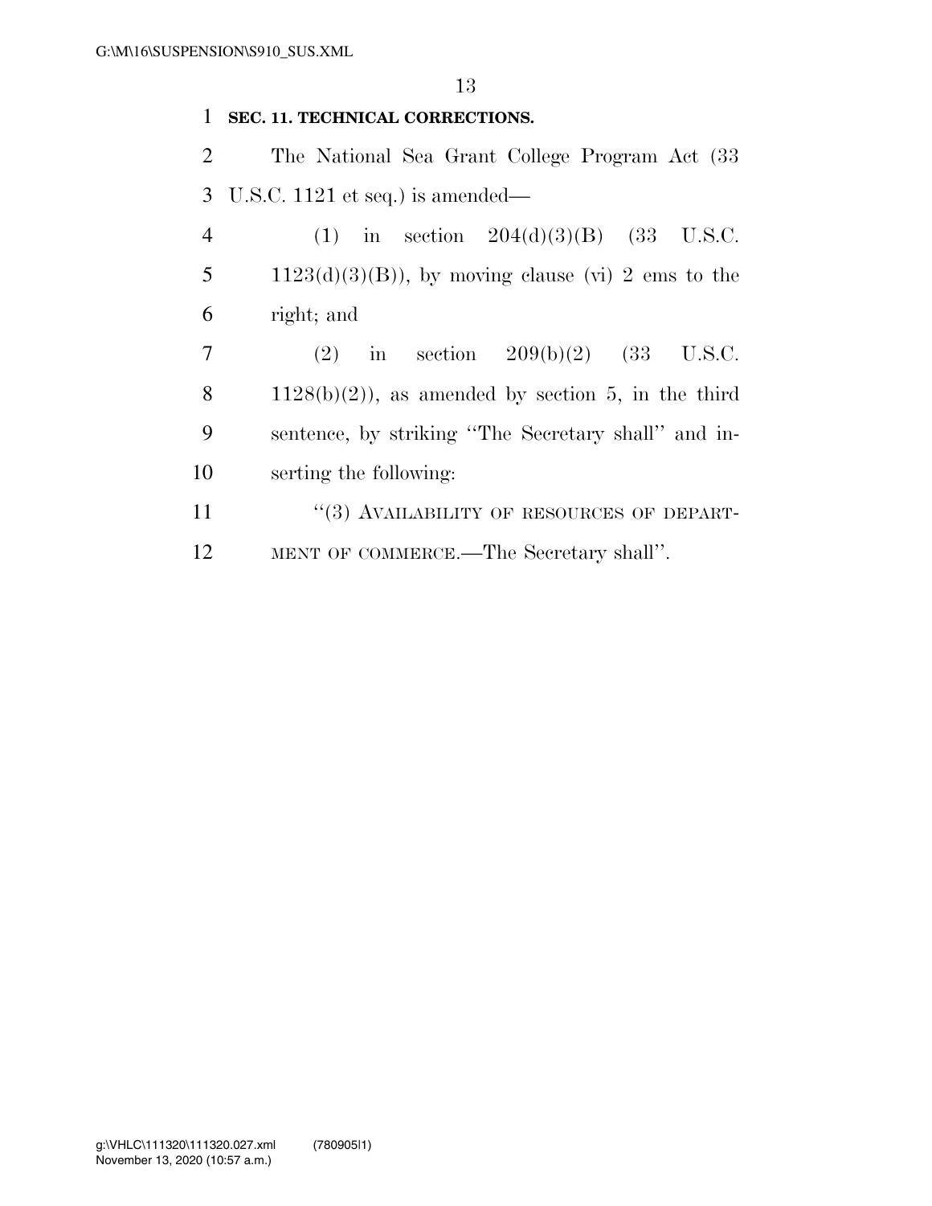**SEC. 11. TECHNICAL CORRECTIONS.**

The National Sea Grant College Program Act (33 U.S.C. 1121 et seq.) is amended—

(1) in section 204(d)(3)(B) (33 U.S.C. 1123(d)(3)(B)), by moving clause (vi) 2 ems to the right; and

(2) in section 209(b)(2) (33 U.S.C. 1128(b)(2)), as amended by section 5, in the third sentence, by striking ''The Secretary shall'' and inserting the following:

''(3) AVAILABILITY OF RESOURCES OF DEPARTMENT OF COMMERCE.—The Secretary shall''.